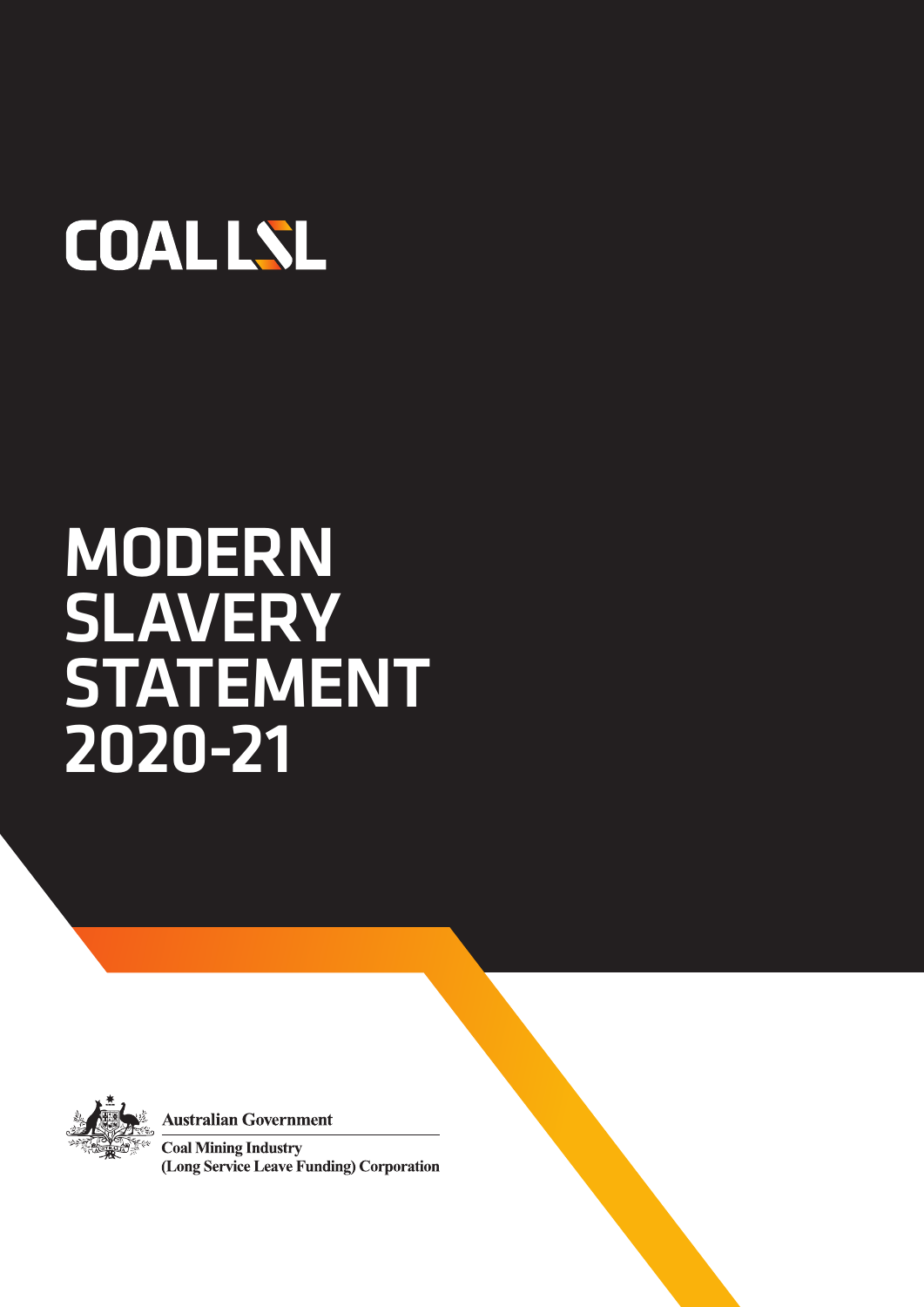COAL LSL

# MODERN SLAVERY STATEMENT 2020-21

Australian Government

Coal Mining Industry
(Long Service Leave Funding) Corporation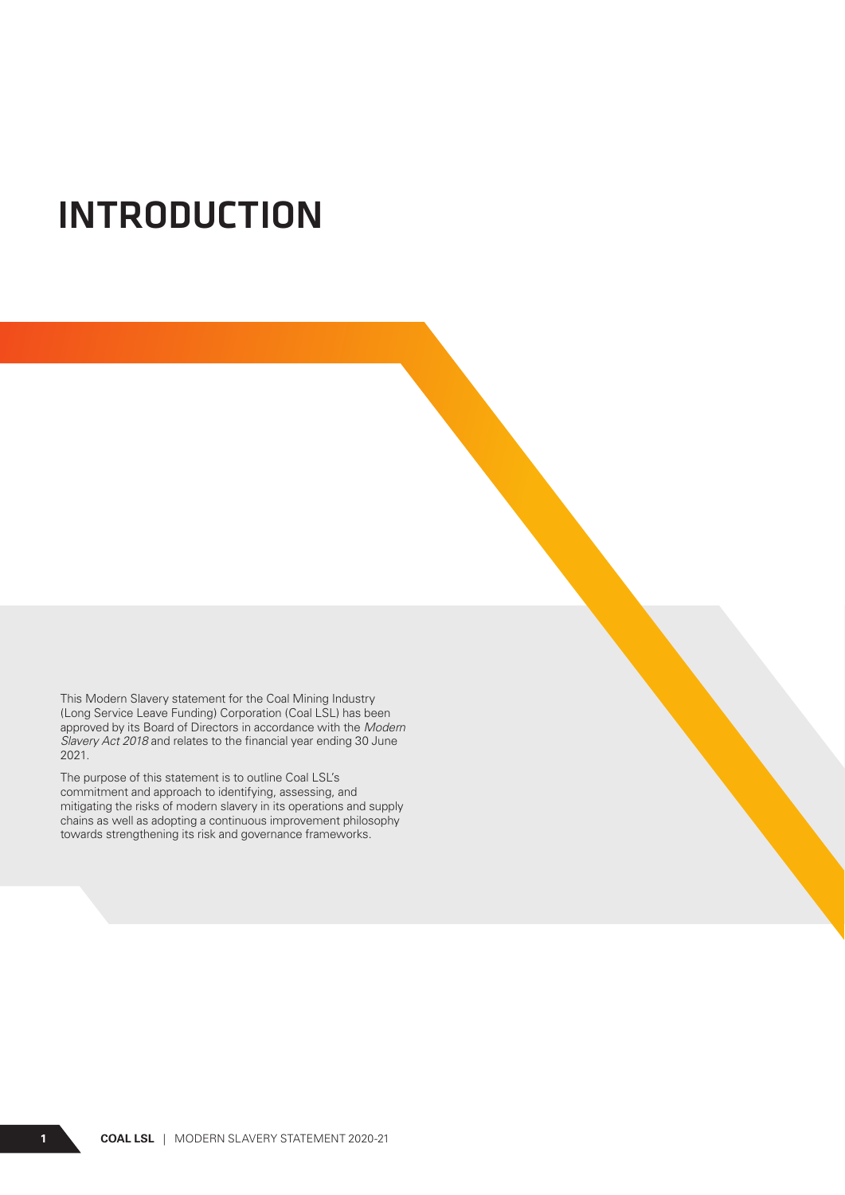# INTRODUCTION

This Modern Slavery statement for the Coal Mining Industry (Long Service Leave Funding) Corporation (Coal LSL) has been approved by its Board of Directors in accordance with the *Modern Slavery Act 2018* and relates to the financial year ending 30 June 2021.

The purpose of this statement is to outline Coal LSL's commitment and approach to identifying, assessing, and mitigating the risks of modern slavery in its operations and supply chains as well as adopting a continuous improvement philosophy towards strengthening its risk and governance frameworks.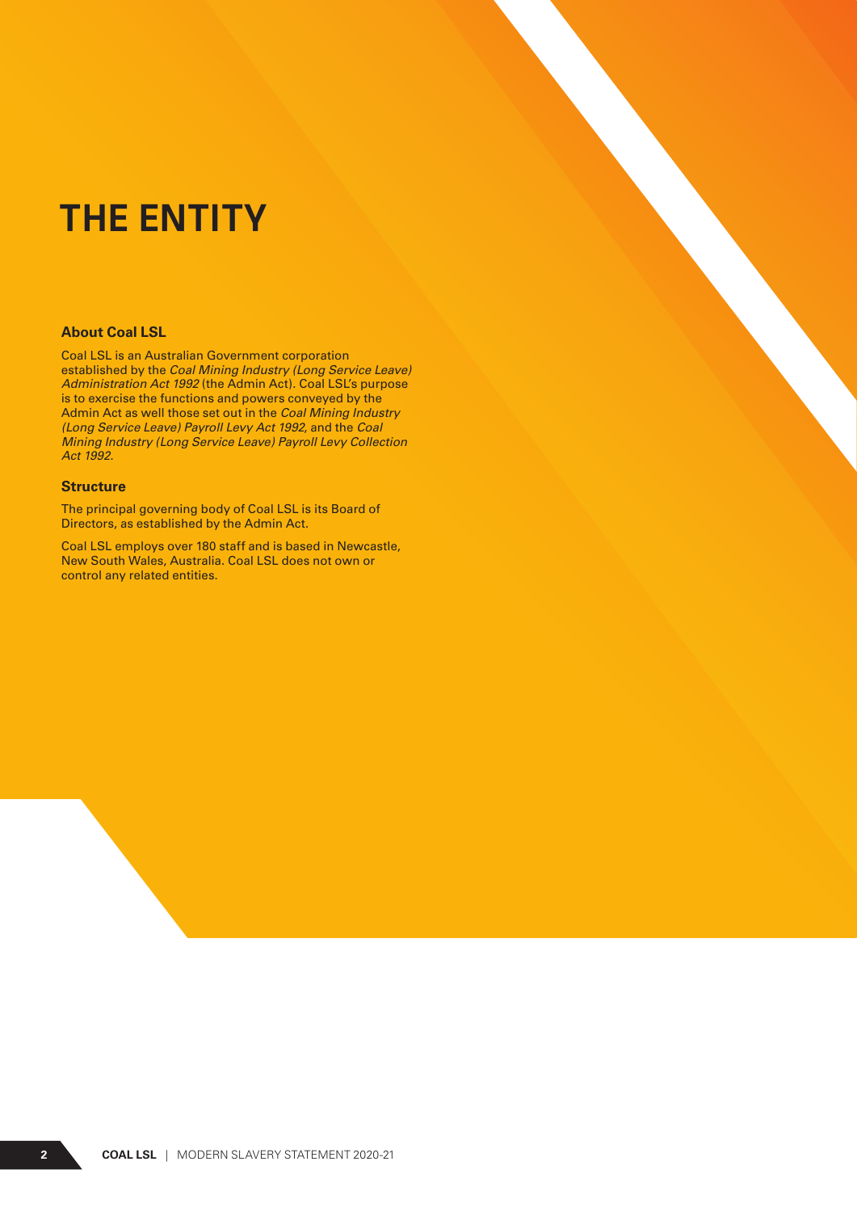# THE ENTITY

### About Coal LSL

Coal LSL is an Australian Government corporation established by the *Coal Mining Industry (Long Service Leave) Administration Act 1992* (the Admin Act). Coal LSL's purpose is to exercise the functions and powers conveyed by the Admin Act as well those set out in the *Coal Mining Industry (Long Service Leave) Payroll Levy Act 1992*, and the *Coal Mining Industry (Long Service Leave) Payroll Levy Collection Act 1992.*

### Structure

The principal governing body of Coal LSL is its Board of Directors, as established by the Admin Act.

Coal LSL employs over 180 staff and is based in Newcastle, New South Wales, Australia. Coal LSL does not own or control any related entities.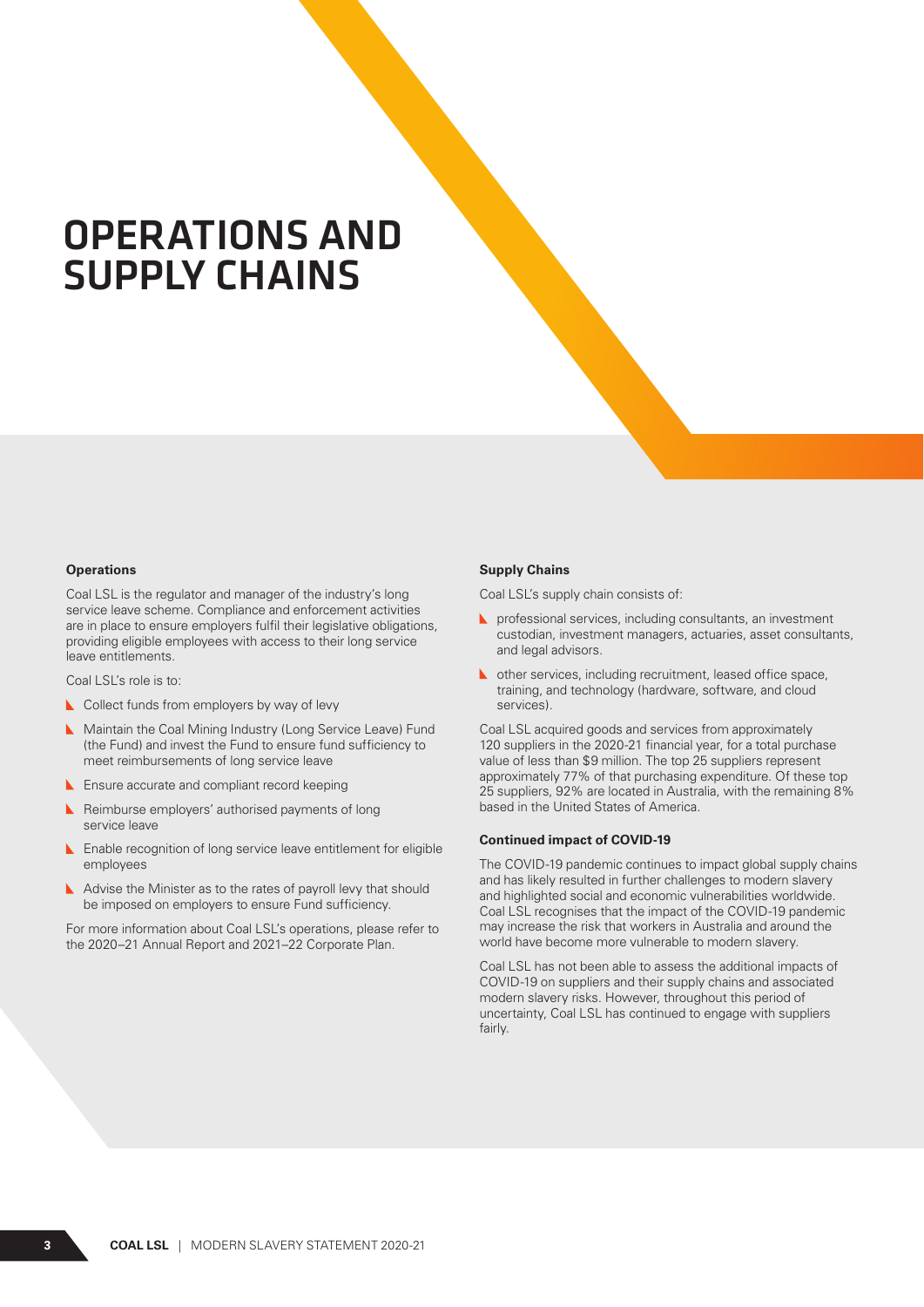# OPERATIONS AND SUPPLY CHAINS

**Operations**

Coal LSL is the regulator and manager of the industry's long service leave scheme. Compliance and enforcement activities are in place to ensure employers fulfil their legislative obligations, providing eligible employees with access to their long service leave entitlements.

Coal LSL's role is to:

- Collect funds from employers by way of levy
- Maintain the Coal Mining Industry (Long Service Leave) Fund (the Fund) and invest the Fund to ensure fund sufficiency to meet reimbursements of long service leave
- Ensure accurate and compliant record keeping
- Reimburse employers' authorised payments of long service leave
- Enable recognition of long service leave entitlement for eligible employees
- Advise the Minister as to the rates of payroll levy that should be imposed on employers to ensure Fund sufficiency.

For more information about Coal LSL's operations, please refer to the 2020–21 Annual Report and 2021–22 Corporate Plan.

**Supply Chains**

Coal LSL's supply chain consists of:

- professional services, including consultants, an investment custodian, investment managers, actuaries, asset consultants, and legal advisors.
- other services, including recruitment, leased office space, training, and technology (hardware, software, and cloud services).

Coal LSL acquired goods and services from approximately 120 suppliers in the 2020-21 financial year, for a total purchase value of less than $9 million. The top 25 suppliers represent approximately 77% of that purchasing expenditure. Of these top 25 suppliers, 92% are located in Australia, with the remaining 8% based in the United States of America.

**Continued impact of COVID-19**

The COVID-19 pandemic continues to impact global supply chains and has likely resulted in further challenges to modern slavery and highlighted social and economic vulnerabilities worldwide. Coal LSL recognises that the impact of the COVID-19 pandemic may increase the risk that workers in Australia and around the world have become more vulnerable to modern slavery.

Coal LSL has not been able to assess the additional impacts of COVID-19 on suppliers and their supply chains and associated modern slavery risks. However, throughout this period of uncertainty, Coal LSL has continued to engage with suppliers fairly.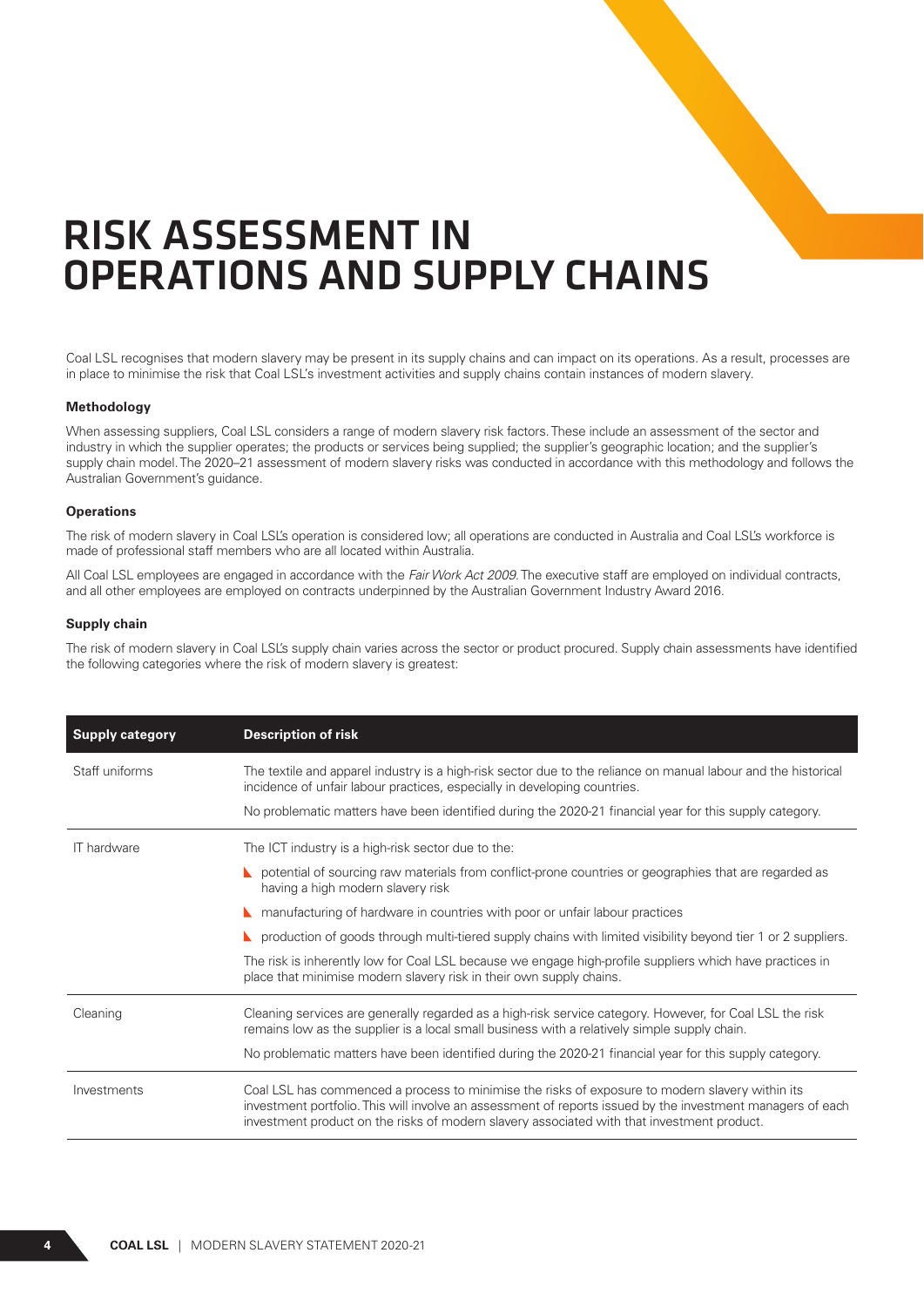# RISK ASSESSMENT IN OPERATIONS AND SUPPLY CHAINS

Coal LSL recognises that modern slavery may be present in its supply chains and can impact on its operations. As a result, processes are in place to minimise the risk that Coal LSL's investment activities and supply chains contain instances of modern slavery.

**Methodology**

When assessing suppliers, Coal LSL considers a range of modern slavery risk factors. These include an assessment of the sector and industry in which the supplier operates; the products or services being supplied; the supplier's geographic location; and the supplier's supply chain model. The 2020–21 assessment of modern slavery risks was conducted in accordance with this methodology and follows the Australian Government's guidance.

**Operations**

The risk of modern slavery in Coal LSL's operation is considered low; all operations are conducted in Australia and Coal LSL's workforce is made of professional staff members who are all located within Australia.

All Coal LSL employees are engaged in accordance with the *Fair Work Act 2009*. The executive staff are employed on individual contracts, and all other employees are employed on contracts underpinned by the Australian Government Industry Award 2016.

**Supply chain**

The risk of modern slavery in Coal LSL's supply chain varies across the sector or product procured. Supply chain assessments have identified the following categories where the risk of modern slavery is greatest:

| Supply category | Description of risk |
|---|---|
| Staff uniforms | The textile and apparel industry is a high-risk sector due to the reliance on manual labour and the historical incidence of unfair labour practices, especially in developing countries.<br><br>No problematic matters have been identified during the 2020-21 financial year for this supply category. |
| IT hardware | The ICT industry is a high-risk sector due to the:<br>- potential of sourcing raw materials from conflict-prone countries or geographies that are regarded as having a high modern slavery risk<br>- manufacturing of hardware in countries with poor or unfair labour practices<br>- production of goods through multi-tiered supply chains with limited visibility beyond tier 1 or 2 suppliers.<br><br>The risk is inherently low for Coal LSL because we engage high-profile suppliers which have practices in place that minimise modern slavery risk in their own supply chains. |
| Cleaning | Cleaning services are generally regarded as a high-risk service category. However, for Coal LSL the risk remains low as the supplier is a local small business with a relatively simple supply chain.<br><br>No problematic matters have been identified during the 2020-21 financial year for this supply category. |
| Investments | Coal LSL has commenced a process to minimise the risks of exposure to modern slavery within its investment portfolio. This will involve an assessment of reports issued by the investment managers of each investment product on the risks of modern slavery associated with that investment product. |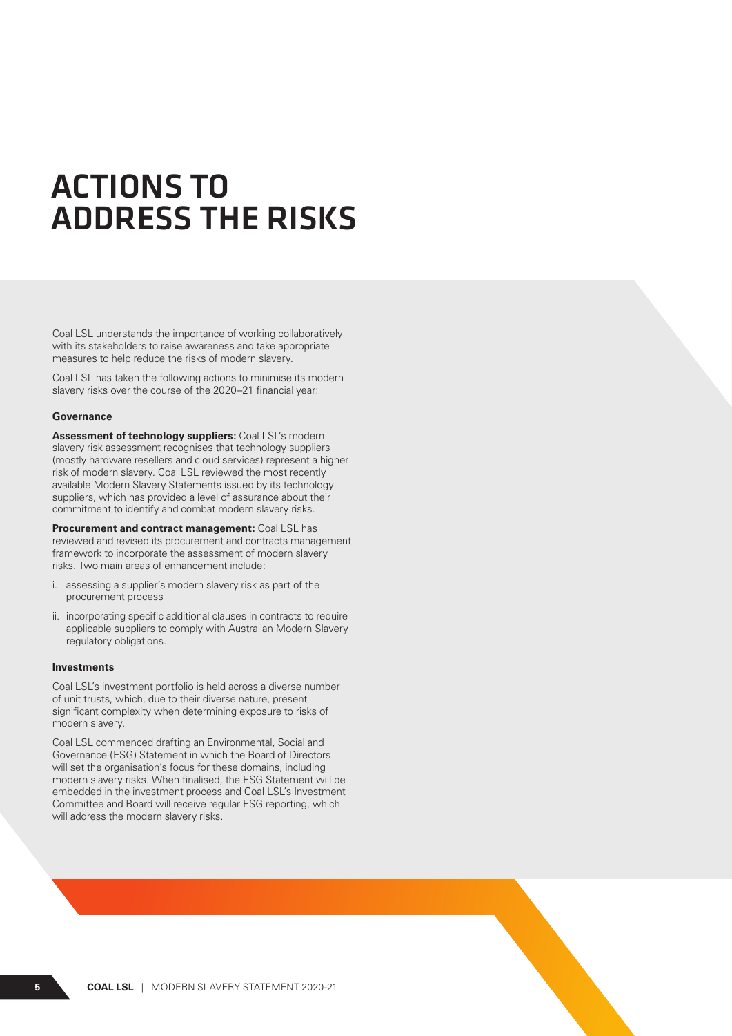# ACTIONS TO ADDRESS THE RISKS

Coal LSL understands the importance of working collaboratively with its stakeholders to raise awareness and take appropriate measures to help reduce the risks of modern slavery.

Coal LSL has taken the following actions to minimise its modern slavery risks over the course of the 2020–21 financial year:

**Governance**

**Assessment of technology suppliers:** Coal LSL's modern slavery risk assessment recognises that technology suppliers (mostly hardware resellers and cloud services) represent a higher risk of modern slavery. Coal LSL reviewed the most recently available Modern Slavery Statements issued by its technology suppliers, which has provided a level of assurance about their commitment to identify and combat modern slavery risks.

**Procurement and contract management:** Coal LSL has reviewed and revised its procurement and contracts management framework to incorporate the assessment of modern slavery risks. Two main areas of enhancement include:

i. assessing a supplier's modern slavery risk as part of the procurement process

ii. incorporating specific additional clauses in contracts to require applicable suppliers to comply with Australian Modern Slavery regulatory obligations.

**Investments**

Coal LSL's investment portfolio is held across a diverse number of unit trusts, which, due to their diverse nature, present significant complexity when determining exposure to risks of modern slavery.

Coal LSL commenced drafting an Environmental, Social and Governance (ESG) Statement in which the Board of Directors will set the organisation's focus for these domains, including modern slavery risks. When finalised, the ESG Statement will be embedded in the investment process and Coal LSL's Investment Committee and Board will receive regular ESG reporting, which will address the modern slavery risks.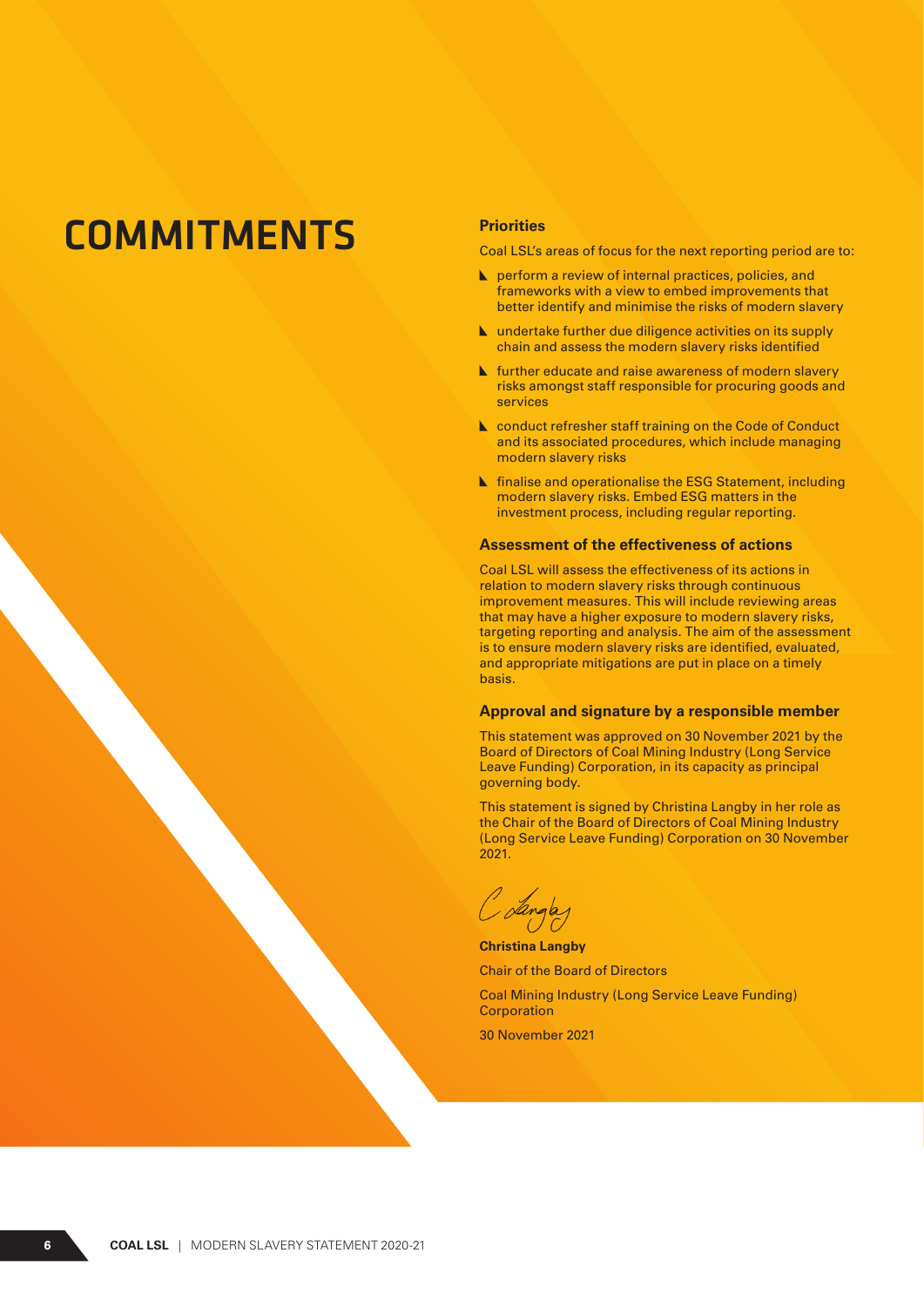# COMMITMENTS

## Priorities

Coal LSL's areas of focus for the next reporting period are to:

- perform a review of internal practices, policies, and frameworks with a view to embed improvements that better identify and minimise the risks of modern slavery
- undertake further due diligence activities on its supply chain and assess the modern slavery risks identified
- further educate and raise awareness of modern slavery risks amongst staff responsible for procuring goods and services
- conduct refresher staff training on the Code of Conduct and its associated procedures, which include managing modern slavery risks
- finalise and operationalise the ESG Statement, including modern slavery risks. Embed ESG matters in the investment process, including regular reporting.

## Assessment of the effectiveness of actions

Coal LSL will assess the effectiveness of its actions in relation to modern slavery risks through continuous improvement measures. This will include reviewing areas that may have a higher exposure to modern slavery risks, targeting reporting and analysis. The aim of the assessment is to ensure modern slavery risks are identified, evaluated, and appropriate mitigations are put in place on a timely basis.

## Approval and signature by a responsible member

This statement was approved on 30 November 2021 by the Board of Directors of Coal Mining Industry (Long Service Leave Funding) Corporation, in its capacity as principal governing body.

This statement is signed by Christina Langby in her role as the Chair of the Board of Directors of Coal Mining Industry (Long Service Leave Funding) Corporation on 30 November 2021.

C Langby

**Christina Langby**

Chair of the Board of Directors

Coal Mining Industry (Long Service Leave Funding) Corporation

30 November 2021